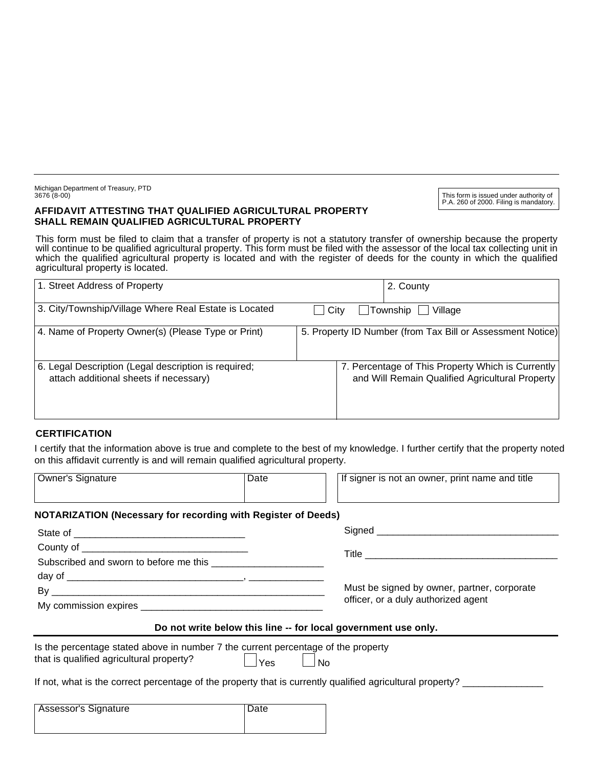Michigan Department of Treasury, PTD
3676 (8-00)

This form is issued under authority of P.A. 260 of 2000. Filing is mandatory.

## AFFIDAVIT ATTESTING THAT QUALIFIED AGRICULTURAL PROPERTY SHALL REMAIN QUALIFIED AGRICULTURAL PROPERTY

This form must be filed to claim that a transfer of property is not a statutory transfer of ownership because the property will continue to be qualified agricultural property. This form must be filed with the assessor of the local tax collecting unit in which the qualified agricultural property is located and with the register of deeds for the county in which the qualified agricultural property is located.

| 1. Street Address of Property | 2. County |
|---|---|
| 3. City/Township/Village Where Real Estate is Located | ☐ City ☐ Township ☐ Village |
| 4. Name of Property Owner(s) (Please Type or Print) | 5. Property ID Number (from Tax Bill or Assessment Notice) |
| 6. Legal Description (Legal description is required; attach additional sheets if necessary) | 7. Percentage of This Property Which is Currently and Will Remain Qualified Agricultural Property |

### CERTIFICATION

I certify that the information above is true and complete to the best of my knowledge. I further certify that the property noted on this affidavit currently is and will remain qualified agricultural property.

| Owner's Signature | Date | If signer is not an owner, print name and title |
|---|---|---|
| | | |

### NOTARIZATION (Necessary for recording with Register of Deeds)

State of ________________________________

County of ________________________________

Subscribed and sworn to before me this ____________________

day of ________________________________, _____________

By ____________________________________________________

My commission expires __________________________________

Signed __________________________________

Title ____________________________________

Must be signed by owner, partner, corporate officer, or a duly authorized agent

**Do not write below this line -- for local government use only.**

Is the percentage stated above in number 7 the current percentage of the property that is qualified agricultural property? ☐ Yes ☐ No

If not, what is the correct percentage of the property that is currently qualified agricultural property? ______________

| Assessor's Signature | Date |
|---|---|
| | |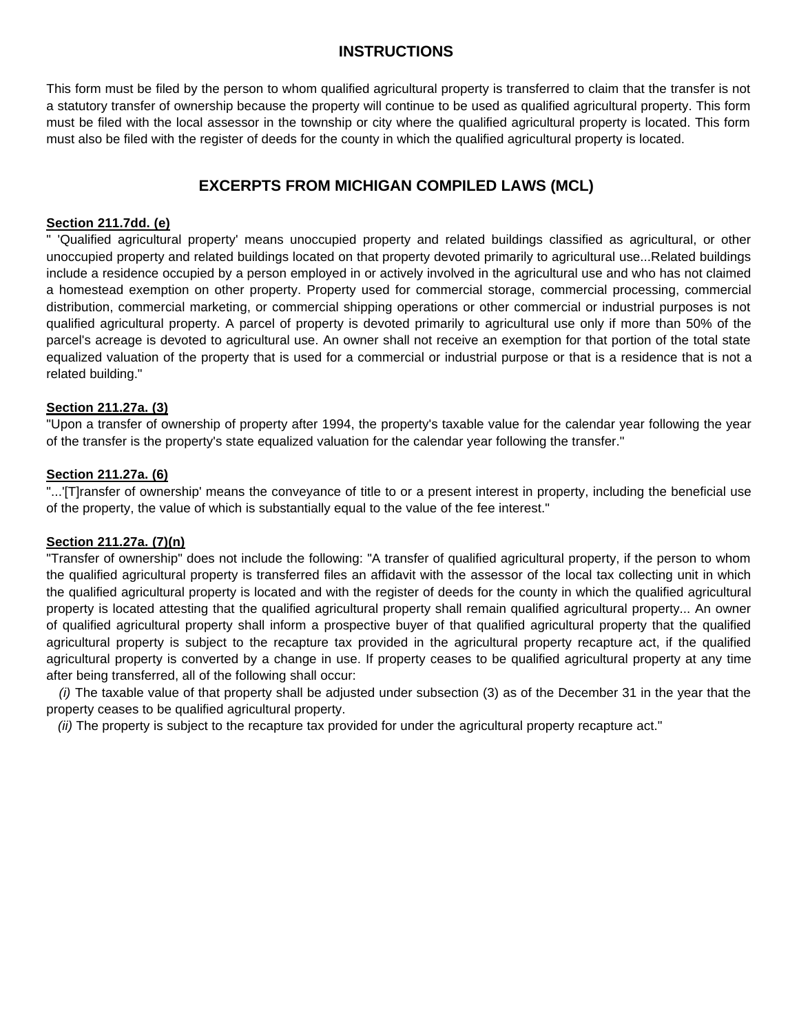## INSTRUCTIONS

This form must be filed by the person to whom qualified agricultural property is transferred to claim that the transfer is not a statutory transfer of ownership because the property will continue to be used as qualified agricultural property. This form must be filed with the local assessor in the township or city where the qualified agricultural property is located. This form must also be filed with the register of deeds for the county in which the qualified agricultural property is located.

## EXCERPTS FROM MICHIGAN COMPILED LAWS (MCL)

**Section 211.7dd. (e)**

" 'Qualified agricultural property' means unoccupied property and related buildings classified as agricultural, or other unoccupied property and related buildings located on that property devoted primarily to agricultural use...Related buildings include a residence occupied by a person employed in or actively involved in the agricultural use and who has not claimed a homestead exemption on other property. Property used for commercial storage, commercial processing, commercial distribution, commercial marketing, or commercial shipping operations or other commercial or industrial purposes is not qualified agricultural property. A parcel of property is devoted primarily to agricultural use only if more than 50% of the parcel's acreage is devoted to agricultural use. An owner shall not receive an exemption for that portion of the total state equalized valuation of the property that is used for a commercial or industrial purpose or that is a residence that is not a related building."

**Section 211.27a. (3)**

"Upon a transfer of ownership of property after 1994, the property's taxable value for the calendar year following the year of the transfer is the property's state equalized valuation for the calendar year following the transfer."

**Section 211.27a. (6)**

"...'[T]ransfer of ownership' means the conveyance of title to or a present interest in property, including the beneficial use of the property, the value of which is substantially equal to the value of the fee interest."

**Section 211.27a. (7)(n)**

"Transfer of ownership" does not include the following: "A transfer of qualified agricultural property, if the person to whom the qualified agricultural property is transferred files an affidavit with the assessor of the local tax collecting unit in which the qualified agricultural property is located and with the register of deeds for the county in which the qualified agricultural property is located attesting that the qualified agricultural property shall remain qualified agricultural property... An owner of qualified agricultural property shall inform a prospective buyer of that qualified agricultural property that the qualified agricultural property is subject to the recapture tax provided in the agricultural property recapture act, if the qualified agricultural property is converted by a change in use. If property ceases to be qualified agricultural property at any time after being transferred, all of the following shall occur:

*(i)* The taxable value of that property shall be adjusted under subsection (3) as of the December 31 in the year that the property ceases to be qualified agricultural property.

*(ii)* The property is subject to the recapture tax provided for under the agricultural property recapture act."